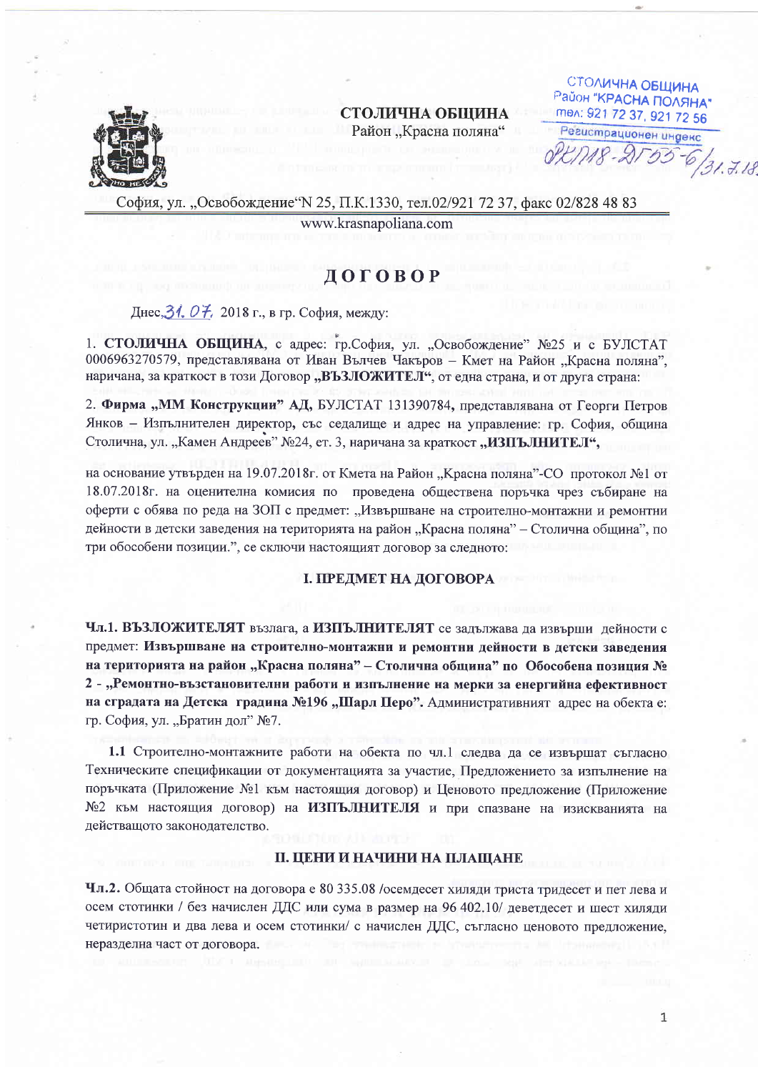СТОЛИЧНА ОБЩИНА
Район „Красна поляна"

СТОЛИЧНА ОБЩИНА
Район "КРАСНА ПОЛЯНА"
тел: 921 72 37, 921 72 56
Регистрационен индекс
РКПЯ8-ДГ05-6/31.7.18

София, ул. „Освобождение"N 25, П.К.1330, тел.02/921 72 37, факс 02/828 48 83
www.krasnapoliana.com

# ДОГОВОР

Днес 31.07. 2018 г., в гр. София, между:

1. **СТОЛИЧНА ОБЩИНА**, с адрес: гр.София, ул. „Освобождение" №25 и с БУЛСТАТ 0006963270579, представлявана от Иван Вълчев Чакъров – Кмет на Район „Красна поляна", наричана, за краткост в този Договор **„ВЪЗЛОЖИТЕЛ"**, от една страна, и от друга страна:

2. **Фирма „ММ Конструкции" АД,** БУЛСТАТ 131390784, представлявана от Георги Петров Янков – Изпълнителен директор, със седалище и адрес на управление: гр. София, община Столична, ул. „Камен Андреев" №24, ет. 3, наричана за краткост **„ИЗПЪЛНИТЕЛ"**,

на основание утвърден на 19.07.2018г. от Кмета на Район „Красна поляна"-СО протокол №1 от 18.07.2018г. на оценителна комисия по проведена обществена поръчка чрез събиране на оферти с обява по реда на ЗОП с предмет: „Извършване на строително-монтажни и ремонтни дейности в детски заведения на територията на район „Красна поляна" – Столична община", по три обособени позиции.", се сключи настоящият договор за следното:

## I. ПРЕДМЕТ НА ДОГОВОРА

**Чл.1. ВЪЗЛОЖИТЕЛЯТ** възлага, а **ИЗПЪЛНИТЕЛЯТ** се задължава да извърши дейности с предмет: **Извършване на строително-монтажни и ремонтни дейности в детски заведения на територията на район „Красна поляна" – Столична община" по Обособена позиция № 2 - „Ремонтно-възстановителни работи и изпълнение на мерки за енергийна ефективност на сградата на Детска градина №196 „Шарл Перо".** Административният адрес на обекта е: гр. София, ул. „Братин дол" №7.

**1.1** Строително-монтажните работи на обекта по чл.1 следва да се извършат съгласно Техническите спецификации от документацията за участие, Предложението за изпълнение на поръчката (Приложение №1 към настоящия договор) и Ценовото предложение (Приложение №2 към настоящия договор) на **ИЗПЪЛНИТЕЛЯ** и при спазване на изискванията на действащото законодателство.

## II. ЦЕНИ И НАЧИНИ НА ПЛАЩАНЕ

**Чл.2.** Общата стойност на договора е 80 335.08 /осемдесет хиляди триста тридесет и пет лева и осем стотинки / без начислен ДДС или сума в размер на 96 402.10/ деветдесет и шест хиляди четиристотин и два лева и осем стотинки/ с начислен ДДС, съгласно ценовото предложение, неразделна част от договора.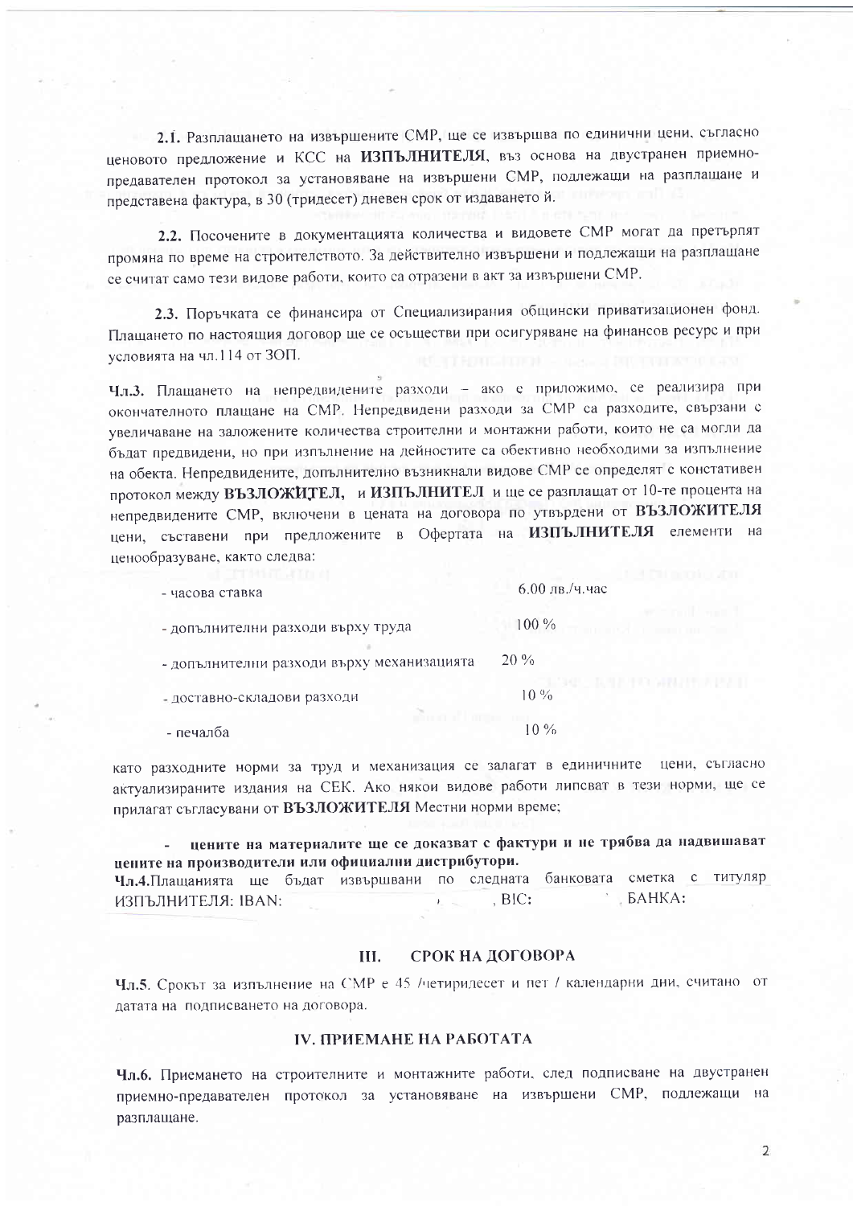**2.1.** Разплащането на извършените СМР, ще се извършва по единични цени, съгласно ценовото предложение и КСС на **ИЗПЪЛНИТЕЛЯ**, въз основа на двустранен приемно-предавателен протокол за установяване на извършени СМР, подлежащи на разплащане и представена фактура, в 30 (тридесет) дневен срок от издаването й.

**2.2.** Посочените в документацията количества и видовете СМР могат да претърпят промяна по време на строителството. За действително извършени и подлежащи на разплащане се считат само тези видове работи, които са отразени в акт за извършени СМР.

**2.3.** Поръчката се финансира от Специализирания общински приватизационен фонд. Плащането по настоящия договор ще се осъществи при осигуряване на финансов ресурс и при условията на чл.114 от ЗОП.

**Чл.3.** Плащането на непредвидените разходи – ако е приложимо, се реализира при окончателното плащане на СМР. Непредвидени разходи за СМР са разходите, свързани с увеличаване на заложените количества строителни и монтажни работи, които не са могли да бъдат предвидени, но при изпълнение на дейностите са обективно необходими за изпълнение на обекта. Непредвидените, допълнително възникнали видове СМР се определят с констативен протокол между **ВЪЗЛОЖИТЕЛ**, и **ИЗПЪЛНИТЕЛ** и ще се разплащат от 10-те процента на непредвидените СМР, включени в цената на договора по утвърдени от **ВЪЗЛОЖИТЕЛЯ** цени, съставени при предложените в Офертата на **ИЗПЪЛНИТЕЛЯ** елементи на ценообразуване, както следва:

| | |
|---|---|
| - часова ставка | 6.00 лв./ч.час |
| - допълнителни разходи върху труда | 100 % |
| - допълнителни разходи върху механизацията | 20 % |
| - доставно-складови разходи | 10 % |
| - печалба | 10 % |

като разходните норми за труд и механизация се залагат в единичните цени, съгласно актуализираните издания на СЕК. Ако някои видове работи липсват в тези норми, ще се прилагат съгласувани от **ВЪЗЛОЖИТЕЛЯ** Местни норми време;

- **цените на материалите ще се доказват с фактури и не трябва да надвишават цените на производители или официални дистрибутори.**

**Чл.4.** Плащанията ще бъдат извършвани по следната банковата сметка с титуляр ИЗПЪЛНИТЕЛЯ: IBAN: , BIC: , БАНКА:

## III. СРОК НА ДОГОВОРА

**Чл.5.** Срокът за изпълнение на СМР е 45 /четиридесет и пет / календарни дни, считано от датата на подписването на договора.

## IV. ПРИЕМАНЕ НА РАБОТАТА

**Чл.6.** Приемането на строителните и монтажните работи, след подписване на двустранен приемно-предавателен протокол за установяване на извършени СМР, подлежащи на разплащане.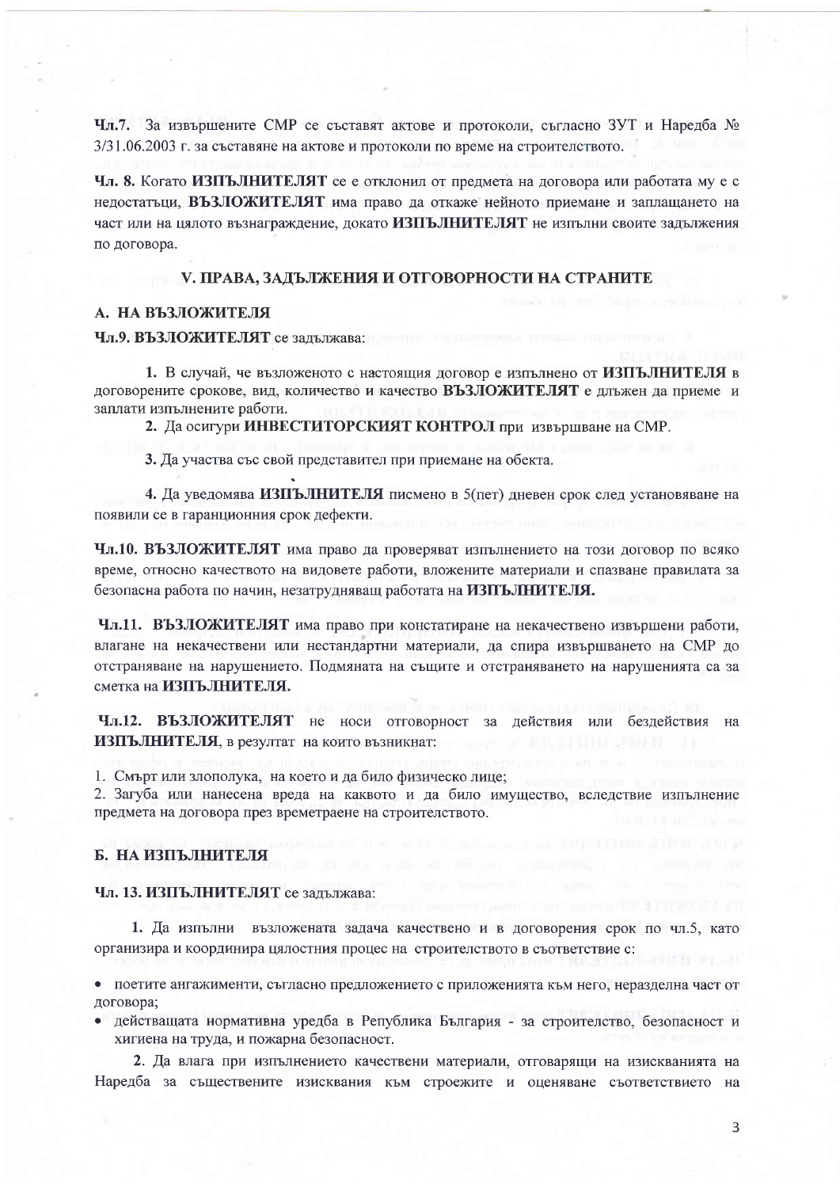**Чл.7.** За извършените СМР се съставят актове и протоколи, съгласно ЗУТ и Наредба № 3/31.06.2003 г. за съставяне на актове и протоколи по време на строителството.

**Чл. 8.** Когато **ИЗПЪЛНИТЕЛЯТ** се е отклонил от предмета на договора или работата му е с недостатъци, **ВЪЗЛОЖИТЕЛЯТ** има право да откаже нейното приемане и заплащането на част или на цялото възнаграждение, докато **ИЗПЪЛНИТЕЛЯТ** не изпълни своите задължения по договора.

## V. ПРАВА, ЗАДЪЛЖЕНИЯ И ОТГОВОРНОСТИ НА СТРАНИТЕ

### А. НА ВЪЗЛОЖИТЕЛЯ

**Чл.9. ВЪЗЛОЖИТЕЛЯТ** се задължава:

**1.** В случай, че възложеното с настоящия договор е изпълнено от **ИЗПЪЛНИТЕЛЯ** в договорените срокове, вид, количество и качество **ВЪЗЛОЖИТЕЛЯТ** е длъжен да приеме и заплати изпълнените работи.

**2.** Да осигури **ИНВЕСТИТОРСКИЯТ КОНТРОЛ** при извършване на СМР.

**3.** Да участва със свой представител при приемане на обекта.

**4.** Да уведомява **ИЗПЪЛНИТЕЛЯ** писмено в 5(пет) дневен срок след установяване на появили се в гаранционния срок дефекти.

**Чл.10. ВЪЗЛОЖИТЕЛЯТ** има право да проверяват изпълнението на този договор по всяко време, относно качеството на видовете работи, вложените материали и спазване правилата за безопасна работа по начин, незатрудняващ работата на **ИЗПЪЛНИТЕЛЯ.**

**Чл.11. ВЪЗЛОЖИТЕЛЯТ** има право при констатиране на некачествено извършени работи, влагане на некачествени или нестандартни материали, да спира извършването на СМР до отстраняване на нарушението. Подмяната на същите и отстраняването на нарушенията са за сметка на **ИЗПЪЛНИТЕЛЯ.**

**Чл.12. ВЪЗЛОЖИТЕЛЯТ** не носи отговорност за действия или бездействия на **ИЗПЪЛНИТЕЛЯ**, в резултат на които възникнат:

1. Смърт или злополука, на което и да било физическо лице;
2. Загуба или нанесена вреда на каквото и да било имущество, вследствие изпълнение предмета на договора през времетраене на строителството.

### Б. НА ИЗПЪЛНИТЕЛЯ

**Чл. 13. ИЗПЪЛНИТЕЛЯТ** се задължава:

**1.** Да изпълни възложената задача качествено и в договорения срок по чл.5, като организира и координира цялостния процес на строителството в съответствие с:

- поетите ангажименти, съгласно предложението с приложенията към него, неразделна част от договора;
- действащата нормативна уредба в Република България - за строителство, безопасност и хигиена на труда, и пожарна безопасност.

**2.** Да влага при изпълнението качествени материали, отговарящи на изискванията на Наредба за съществените изисквания към строежите и оценяване съответствието на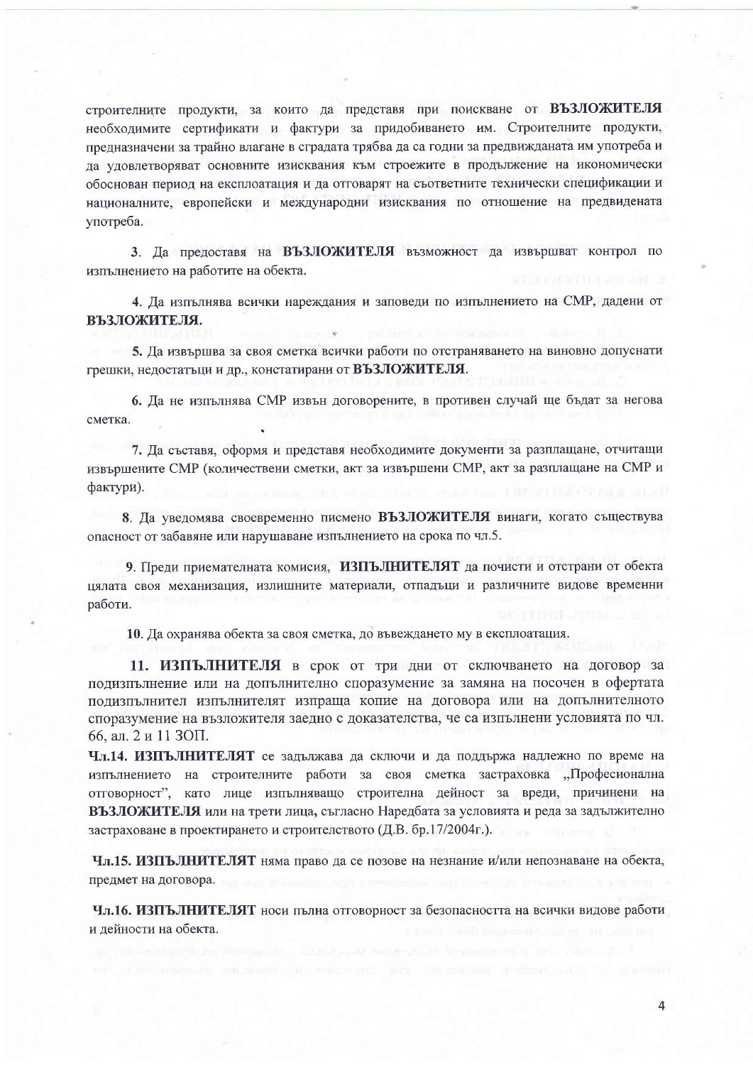строителните продукти, за които да представя при поискване от **ВЪЗЛОЖИТЕЛЯ** необходимите сертификати и фактури за придобиването им. Строителните продукти, предназначени за трайно влагане в сградата трябва да са годни за предвижданата им употреба и да удовлетворяват основните изисквания към строежите в продължение на икономически обоснован период на експлоатация и да отговарят на съответните технически спецификации и националните, европейски и международни изисквания по отношение на предвидената употреба.

**3**. Да предоставя на **ВЪЗЛОЖИТЕЛЯ** възможност да извършват контрол по изпълнението на работите на обекта.

**4**. Да изпълнява всички нареждания и заповеди по изпълнението на СМР, дадени от **ВЪЗЛОЖИТЕЛЯ.**

**5.** Да извършва за своя сметка всички работи по отстраняването на виновно допуснати грешки, недостатъци и др., констатирани от **ВЪЗЛОЖИТЕЛЯ**.

**6.** Да не изпълнява СМР извън договорените, в противен случай ще бъдат за негова сметка.

**7.** Да съставя, оформя и представя необходимите документи за разплащане, отчитащи извършените СМР (количествени сметки, акт за извършени СМР, акт за разплащане на СМР и фактури).

**8**. Да уведомява своевременно писмено **ВЪЗЛОЖИТЕЛЯ** винаги, когато съществува опасност от забавяне или нарушаване изпълнението на срока по чл.5.

**9**. Преди приемателната комисия, **ИЗПЪЛНИТЕЛЯТ** да почисти и отстрани от обекта цялата своя механизация, излишните материали, отпадъци и различните видове временни работи.

**10**. Да охранява обекта за своя сметка, до въвеждането му в експлоатация.

**11. ИЗПЪЛНИТЕЛЯ** в срок от три дни от сключването на договор за подизпълнение или на допълнително споразумение за замяна на посочен в офертата подизпълнител изпълнителят изпраща копие на договора или на допълнителното споразумение на възложителя заедно с доказателства, че са изпълнени условията по чл. 66, ал. 2 и 11 ЗОП.

**Чл.14. ИЗПЪЛНИТЕЛЯТ** се задължава да сключи и да поддържа надлежно по време на изпълнението на строителните работи за своя сметка застраховка „Професионална отговорност", като лице изпълняващо строителна дейност за вреди, причинени на **ВЪЗЛОЖИТЕЛЯ** или на трети лица, съгласно Наредбата за условията и реда за задължително застраховане в проектирането и строителството (Д.В. бр.17/2004г.).

**Чл.15. ИЗПЪЛНИТЕЛЯТ** няма право да се позове на незнание и/или непознаване на обекта, предмет на договора.

**Чл.16. ИЗПЪЛНИТЕЛЯТ** носи пълна отговорност за безопасността на всички видове работи и дейности на обекта.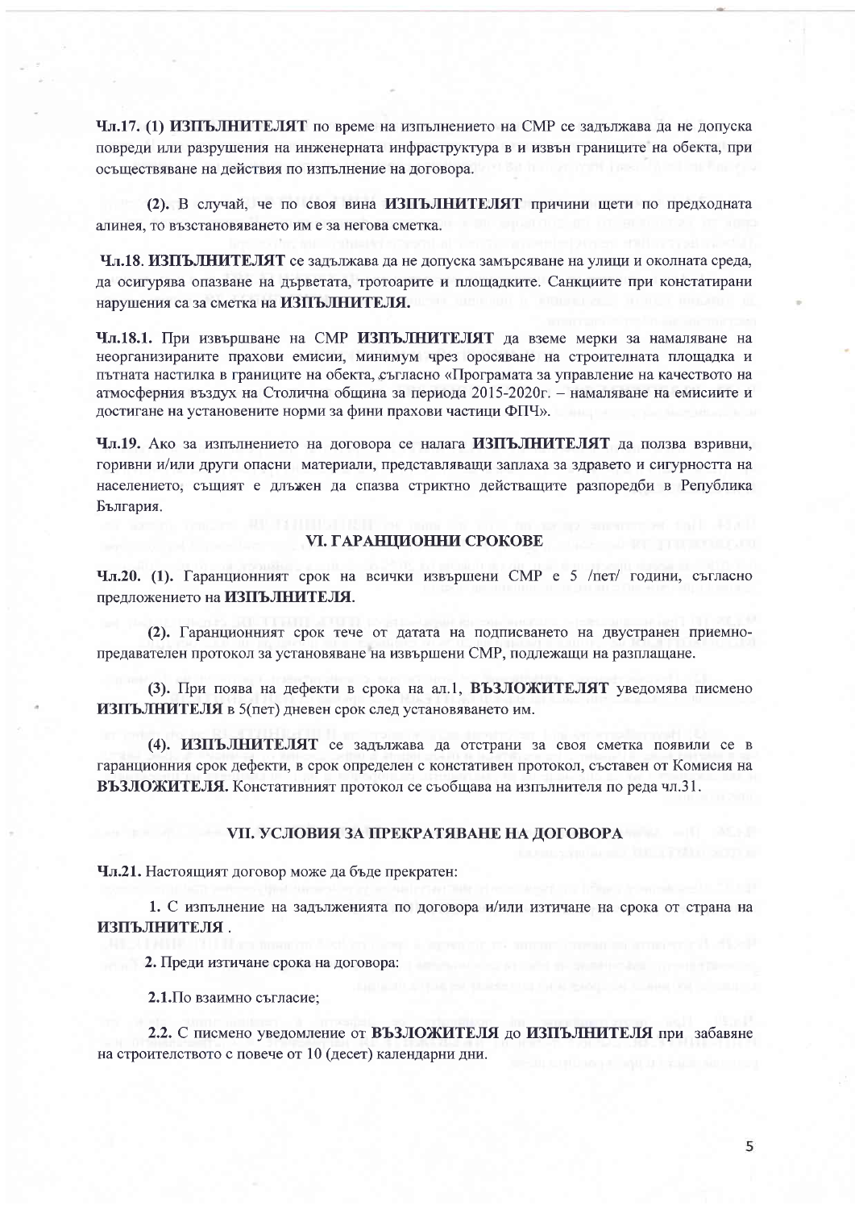**Чл.17. (1) ИЗПЪЛНИТЕЛЯТ** по време на изпълнението на СМР се задължава да не допуска повреди или разрушения на инженерната инфраструктура в и извън границите на обекта, при осъществяване на действия по изпълнение на договора.

**(2).** В случай, че по своя вина **ИЗПЪЛНИТЕЛЯТ** причини щети по предходната алинея, то възстановяването им е за негова сметка.

**Чл.18. ИЗПЪЛНИТЕЛЯТ** се задължава да не допуска замърсяване на улици и околната среда, да осигурява опазване на дърветата, тротоарите и площадките. Санкциите при констатирани нарушения са за сметка на **ИЗПЪЛНИТЕЛЯ.**

**Чл.18.1.** При извършване на СМР **ИЗПЪЛНИТЕЛЯТ** да вземе мерки за намаляване на неорганизираните прахови емисии, минимум чрез оросяване на строителната площадка и пътната настилка в границите на обекта, съгласно «Програмата за управление на качеството на атмосферния въздух на Столична община за периода 2015-2020г. – намаляване на емисиите и достигане на установените норми за фини прахови частици ФПЧ».

**Чл.19.** Ако за изпълнението на договора се налага **ИЗПЪЛНИТЕЛЯТ** да ползва взривни, горивни и/или други опасни материали, представляващи заплаха за здравето и сигурността на населението, същият е длъжен да спазва стриктно действащите разпоредби в Република България.

## VI. ГАРАНЦИОННИ СРОКОВЕ

**Чл.20. (1).** Гаранционният срок на всички извършени СМР е 5 /пет/ години, съгласно предложението на **ИЗПЪЛНИТЕЛЯ.**

**(2).** Гаранционният срок тече от датата на подписването на двустранен приемно-предавателен протокол за установяване на извършени СМР, подлежащи на разплащане.

**(3).** При поява на дефекти в срока на ал.1, **ВЪЗЛОЖИТЕЛЯТ** уведомява писмено **ИЗПЪЛНИТЕЛЯ** в 5(пет) дневен срок след установяването им.

**(4). ИЗПЪЛНИТЕЛЯТ** се задължава да отстрани за своя сметка появили се в гаранционния срок дефекти, в срок определен с констативен протокол, съставен от Комисия на **ВЪЗЛОЖИТЕЛЯ.** Констативният протокол се съобщава на изпълнителя по реда чл.31.

## VII. УСЛОВИЯ ЗА ПРЕКРАТЯВАНЕ НА ДОГОВОРА

**Чл.21.** Настоящият договор може да бъде прекратен:

1. С изпълнение на задълженията по договора и/или изтичане на срока от страна на **ИЗПЪЛНИТЕЛЯ**.

**2.** Преди изтичане срока на договора:

**2.1.** По взаимно съгласие;

**2.2.** С писмено уведомление от **ВЪЗЛОЖИТЕЛЯ** до **ИЗПЪЛНИТЕЛЯ** при забавяне на строителството с повече от 10 (десет) календарни дни.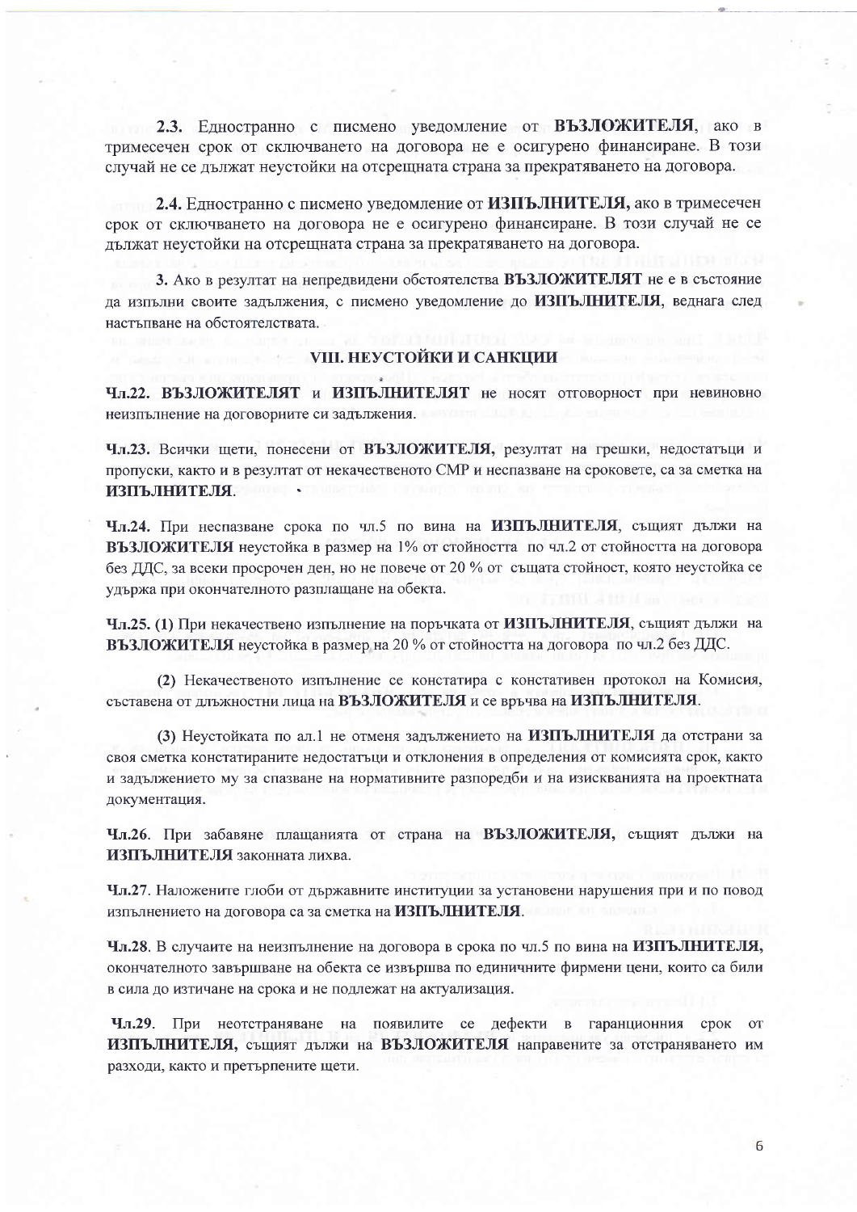**2.3.** Едностранно с писмено уведомление от **ВЪЗЛОЖИТЕЛЯ**, ако в тримесечен срок от сключването на договора не е осигурено финансиране. В този случай не се дължат неустойки на отсрещната страна за прекратяването на договора.

**2.4.** Едностранно с писмено уведомление от **ИЗПЪЛНИТЕЛЯ,** ако в тримесечен срок от сключването на договора не е осигурено финансиране. В този случай не се дължат неустойки на отсрещната страна за прекратяването на договора.

**3.** Ако в резултат на непредвидени обстоятелства **ВЪЗЛОЖИТЕЛЯТ** не е в състояние да изпълни своите задължения, с писмено уведомление до **ИЗПЪЛНИТЕЛЯ**, веднага след настъпване на обстоятелствата.

## VIII. НЕУСТОЙКИ И САНКЦИИ

**Чл.22. ВЪЗЛОЖИТЕЛЯТ** и **ИЗПЪЛНИТЕЛЯТ** не носят отговорност при невиновно неизпълнение на договорните си задължения.

**Чл.23.** Всички щети, понесени от **ВЪЗЛОЖИТЕЛЯ,** резултат на грешки, недостатъци и пропуски, както и в резултат от некачественото СМР и неспазване на сроковете, са за сметка на **ИЗПЪЛНИТЕЛЯ**.

**Чл.24.** При неспазване срока по чл.5 по вина на **ИЗПЪЛНИТЕЛЯ**, същият дължи на **ВЪЗЛОЖИТЕЛЯ** неустойка в размер на 1% от стойността по чл.2 от стойността на договора без ДДС, за всеки просрочен ден, но не повече от 20 % от същата стойност, която неустойка се удържа при окончателното разплащане на обекта.

**Чл.25. (1)** При некачествено изпълнение на поръчката от **ИЗПЪЛНИТЕЛЯ**, същият дължи на **ВЪЗЛОЖИТЕЛЯ** неустойка в размер на 20 % от стойността на договора по чл.2 без ДДС.

**(2)** Некачественото изпълнение се констатира с констативен протокол на Комисия, съставена от длъжностни лица на **ВЪЗЛОЖИТЕЛЯ** и се връчва на **ИЗПЪЛНИТЕЛЯ**.

**(3)** Неустойката по ал.1 не отменя задължението на **ИЗПЪЛНИТЕЛЯ** да отстрани за своя сметка констатираните недостатъци и отклонения в определения от комисията срок, както и задължението му за спазване на нормативните разпоредби и на изискванията на проектната документация.

**Чл.26.** При забавяне плащанията от страна на **ВЪЗЛОЖИТЕЛЯ,** същият дължи на **ИЗПЪЛНИТЕЛЯ** законната лихва.

**Чл.27.** Наложените глоби от държавните институции за установени нарушения при и по повод изпълнението на договора са за сметка на **ИЗПЪЛНИТЕЛЯ**.

**Чл.28.** В случаите на неизпълнение на договора в срока по чл.5 по вина на **ИЗПЪЛНИТЕЛЯ,** окончателното завършване на обекта се извършва по единичните фирмени цени, които са били в сила до изтичане на срока и не подлежат на актуализация.

**Чл.29.** При неотстраняване на появилите се дефекти в гаранционния срок от **ИЗПЪЛНИТЕЛЯ,** същият дължи на **ВЪЗЛОЖИТЕЛЯ** направените за отстраняването им разходи, както и претърпените щети.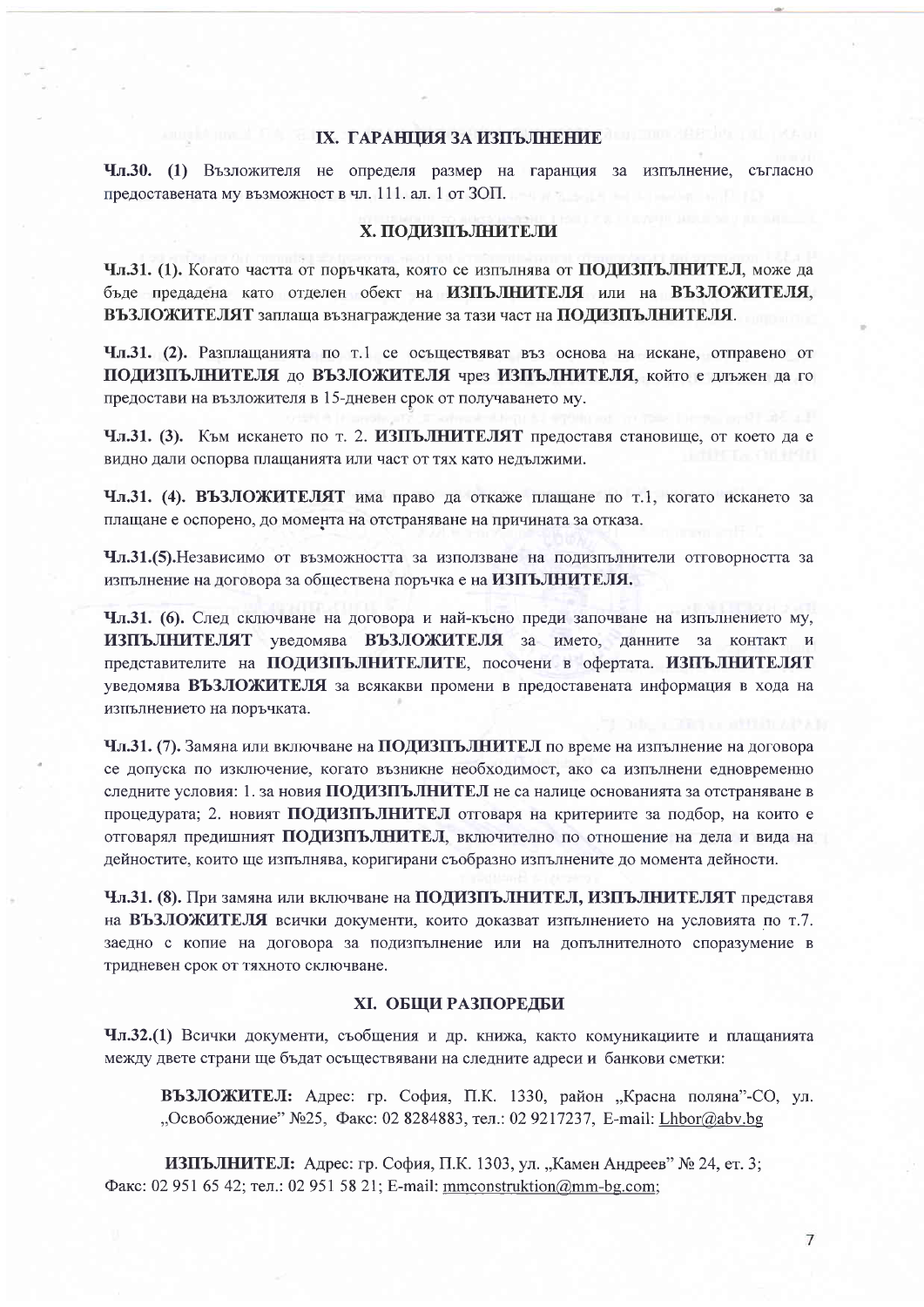## IX. ГАРАНЦИЯ ЗА ИЗПЪЛНЕНИЕ

**Чл.30. (1)** Възложителя не определя размер на гаранция за изпълнение, съгласно предоставената му възможност в чл. 111. ал. 1 от ЗОП.

## X. ПОДИЗПЪЛНИТЕЛИ

**Чл.31. (1).** Когато частта от поръчката, която се изпълнява от **ПОДИЗПЪЛНИТЕЛ**, може да бъде предадена като отделен обект на **ИЗПЪЛНИТЕЛЯ** или на **ВЪЗЛОЖИТЕЛЯ**, **ВЪЗЛОЖИТЕЛЯТ** заплаща възнаграждение за тази част на **ПОДИЗПЪЛНИТЕЛЯ**.

**Чл.31. (2).** Разплащанията по т.1 се осъществяват въз основа на искане, отправено от **ПОДИЗПЪЛНИТЕЛЯ** до **ВЪЗЛОЖИТЕЛЯ** чрез **ИЗПЪЛНИТЕЛЯ**, който е длъжен да го предостави на възложителя в 15-дневен срок от получаването му.

**Чл.31. (3).** Към искането по т. 2. **ИЗПЪЛНИТЕЛЯТ** предоставя становище, от което да е видно дали оспорва плащанията или част от тях като недължими.

**Чл.31. (4). ВЪЗЛОЖИТЕЛЯТ** има право да откаже плащане по т.1, когато искането за плащане е оспорено, до момента на отстраняване на причината за отказа.

**Чл.31.(5).**Независимо от възможността за използване на подизпълнители отговорността за изпълнение на договора за обществена поръчка е на **ИЗПЪЛНИТЕЛЯ.**

**Чл.31. (6).** След сключване на договора и най-късно преди започване на изпълнението му, **ИЗПЪЛНИТЕЛЯТ** уведомява **ВЪЗЛОЖИТЕЛЯ** за името, данните за контакт и представителите на **ПОДИЗПЪЛНИТЕЛИТЕ**, посочени в офертата. **ИЗПЪЛНИТЕЛЯТ** уведомява **ВЪЗЛОЖИТЕЛЯ** за всякакви промени в предоставената информация в хода на изпълнението на поръчката.

**Чл.31. (7).** Замяна или включване на **ПОДИЗПЪЛНИТЕЛ** по време на изпълнение на договора се допуска по изключение, когато възникне необходимост, ако са изпълнени едновременно следните условия: 1. за новия **ПОДИЗПЪЛНИТЕЛ** не са налице основанията за отстраняване в процедурата; 2. новият **ПОДИЗПЪЛНИТЕЛ** отговаря на критериите за подбор, на които е отговарял предишният **ПОДИЗПЪЛНИТЕЛ**, включително по отношение на дела и вида на дейностите, които ще изпълнява, коригирани съобразно изпълнените до момента дейности.

**Чл.31. (8).** При замяна или включване на **ПОДИЗПЪЛНИТЕЛ, ИЗПЪЛНИТЕЛЯТ** представя на **ВЪЗЛОЖИТЕЛЯ** всички документи, които доказват изпълнението на условията по т.7. заедно с копие на договора за подизпълнение или на допълнителното споразумение в тридневен срок от тяхното сключване.

## XI. ОБЩИ РАЗПОРЕДБИ

**Чл.32.(1)** Всички документи, съобщения и др. книжа, както комуникациите и плащанията между двете страни ще бъдат осъществявани на следните адреси и банкови сметки:

**ВЪЗЛОЖИТЕЛ:** Адрес: гр. София, П.К. 1330, район „Красна поляна"-СО, ул. „Освобождение" №25, Факс: 02 8284883, тел.: 02 9217237, E-mail: Lhbor@abv.bg

**ИЗПЪЛНИТЕЛ:** Адрес: гр. София, П.К. 1303, ул. „Камен Андреев" № 24, ет. 3; Факс: 02 951 65 42; тел.: 02 951 58 21; E-mail: mmconstruktion@mm-bg.com;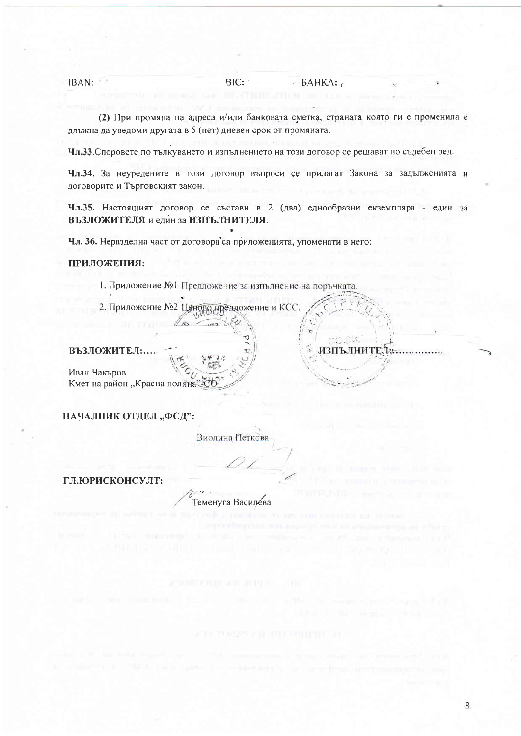IBAN: BIC: БАНКА:

**(2)** При промяна на адреса и/или банковата сметка, страната която ги е променила е длъжна да уведоми другата в 5 (пет) дневен срок от промяната.

**Чл.33**.Споровете по тълкуването и изпълнението на този договор се решават по съдебен ред.

**Чл.34**. За неуредените в този договор въпроси се прилагат Закона за задълженията и договорите и Търговският закон.

**Чл.35.** Настоящият договор се състави в 2 (два) еднообразни екземпляра - един за **ВЪЗЛОЖИТЕЛЯ** и един за **ИЗПЪЛНИТЕЛЯ**.

**Чл. 36.** Неразделна част от договора са приложенията, упоменати в него:

**ПРИЛОЖЕНИЯ:**

1. Приложение №1 Предложение за изпълнение на поръчката.
2. Приложение №2 Ценово предложение и КСС.

**ВЪЗЛОЖИТЕЛ:....**

Иван Чакъров
Кмет на район „Красна поляна" СО

**ИЗПЪЛНИТЕЛ:...............**

**НАЧАЛНИК ОТДЕЛ „ФСД":**

Виолина Петкова

**ГЛ.ЮРИСКОНСУЛТ:**

Теменуга Василева